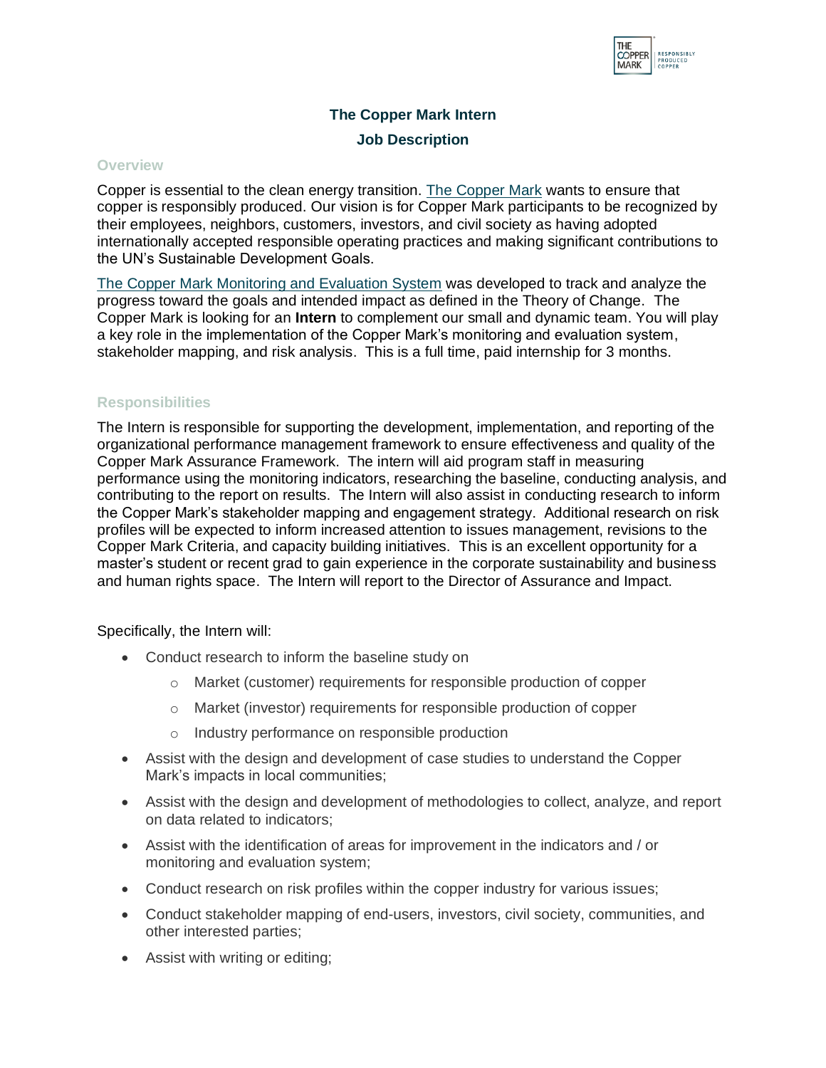# The Copper Mark Intern

## Job Description

### Overview

Copper is essential to the clean energy transition. The Copper Mark wants to ensure that copper is responsibly produced. Our vision is for Copper Mark participants to be recognized by their employees, neighbors, customers, investors, and civil society as having adopted internationally accepted responsible operating practices and making significant contributions to the UN's Sustainable Development Goals.

The Copper Mark Monitoring and Evaluation System was developed to track and analyze the progress toward the goals and intended impact as defined in the Theory of Change. The Copper Mark is looking for an **Intern** to complement our small and dynamic team. You will play a key role in the implementation of the Copper Mark's monitoring and evaluation system, stakeholder mapping, and risk analysis. This is a full time, paid internship for 3 months.

### Responsibilities

The Intern is responsible for supporting the development, implementation, and reporting of the organizational performance management framework to ensure effectiveness and quality of the Copper Mark Assurance Framework. The intern will aid program staff in measuring performance using the monitoring indicators, researching the baseline, conducting analysis, and contributing to the report on results. The Intern will also assist in conducting research to inform the Copper Mark's stakeholder mapping and engagement strategy. Additional research on risk profiles will be expected to inform increased attention to issues management, revisions to the Copper Mark Criteria, and capacity building initiatives. This is an excellent opportunity for a master's student or recent grad to gain experience in the corporate sustainability and business and human rights space. The Intern will report to the Director of Assurance and Impact.

Specifically, the Intern will:

- Conduct research to inform the baseline study on
  - Market (customer) requirements for responsible production of copper
  - Market (investor) requirements for responsible production of copper
  - Industry performance on responsible production
- Assist with the design and development of case studies to understand the Copper Mark's impacts in local communities;
- Assist with the design and development of methodologies to collect, analyze, and report on data related to indicators;
- Assist with the identification of areas for improvement in the indicators and / or monitoring and evaluation system;
- Conduct research on risk profiles within the copper industry for various issues;
- Conduct stakeholder mapping of end-users, investors, civil society, communities, and other interested parties;
- Assist with writing or editing;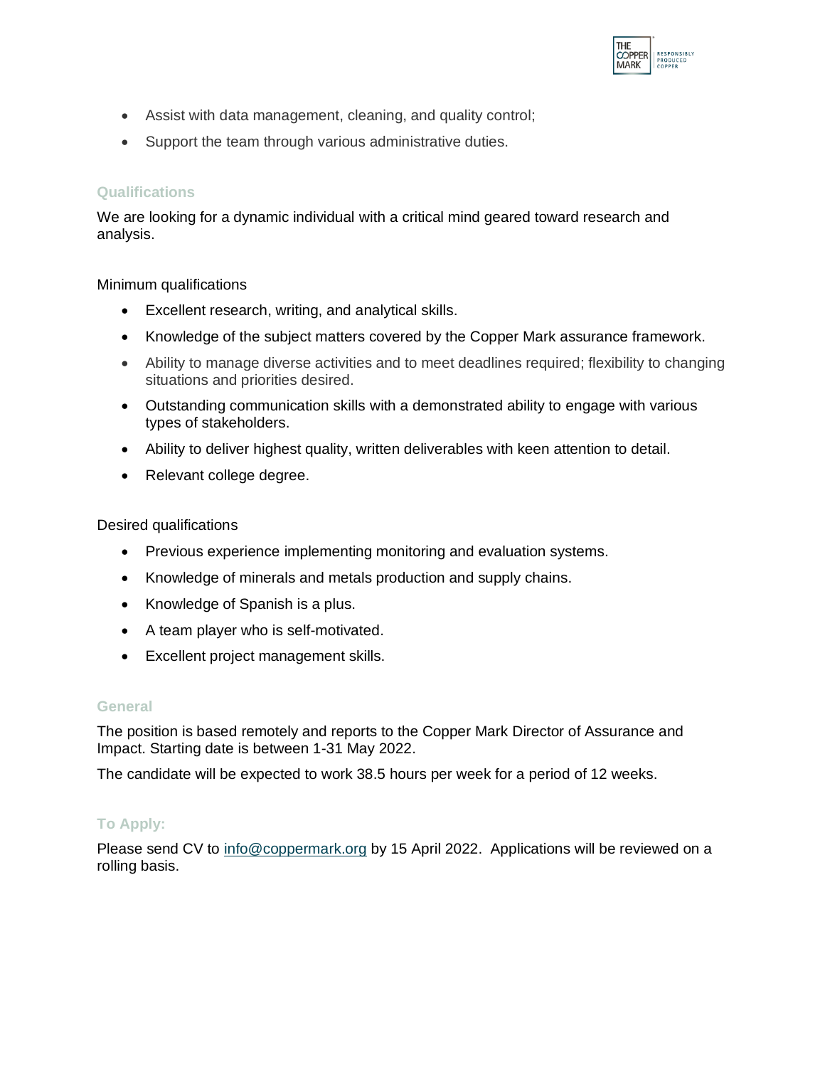- Assist with data management, cleaning, and quality control;
- Support the team through various administrative duties.

### Qualifications

We are looking for a dynamic individual with a critical mind geared toward research and analysis.

Minimum qualifications

- Excellent research, writing, and analytical skills.
- Knowledge of the subject matters covered by the Copper Mark assurance framework.
- Ability to manage diverse activities and to meet deadlines required; flexibility to changing situations and priorities desired.
- Outstanding communication skills with a demonstrated ability to engage with various types of stakeholders.
- Ability to deliver highest quality, written deliverables with keen attention to detail.
- Relevant college degree.

Desired qualifications

- Previous experience implementing monitoring and evaluation systems.
- Knowledge of minerals and metals production and supply chains.
- Knowledge of Spanish is a plus.
- A team player who is self-motivated.
- Excellent project management skills.

### General

The position is based remotely and reports to the Copper Mark Director of Assurance and Impact. Starting date is between 1-31 May 2022.

The candidate will be expected to work 38.5 hours per week for a period of 12 weeks.

### To Apply:

Please send CV to info@coppermark.org by 15 April 2022. Applications will be reviewed on a rolling basis.